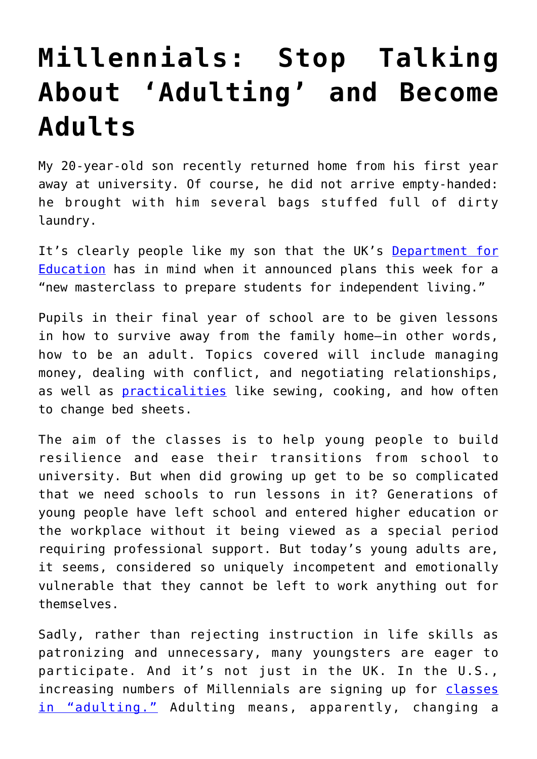# Millennials: Stop Talking About 'Adulting' and Become Adults

My 20-year-old son recently returned home from his first year away at university. Of course, he did not arrive empty-handed: he brought with him several bags stuffed full of dirty laundry.

It's clearly people like my son that the UK's Department for Education has in mind when it announced plans this week for a "new masterclass to prepare students for independent living."

Pupils in their final year of school are to be given lessons in how to survive away from the family home—in other words, how to be an adult. Topics covered will include managing money, dealing with conflict, and negotiating relationships, as well as practicalities like sewing, cooking, and how often to change bed sheets.

The aim of the classes is to help young people to build resilience and ease their transitions from school to university. But when did growing up get to be so complicated that we need schools to run lessons in it? Generations of young people have left school and entered higher education or the workplace without it being viewed as a special period requiring professional support. But today's young adults are, it seems, considered so uniquely incompetent and emotionally vulnerable that they cannot be left to work anything out for themselves.

Sadly, rather than rejecting instruction in life skills as patronizing and unnecessary, many youngsters are eager to participate. And it's not just in the UK. In the U.S., increasing numbers of Millennials are signing up for classes in "adulting." Adulting means, apparently, changing a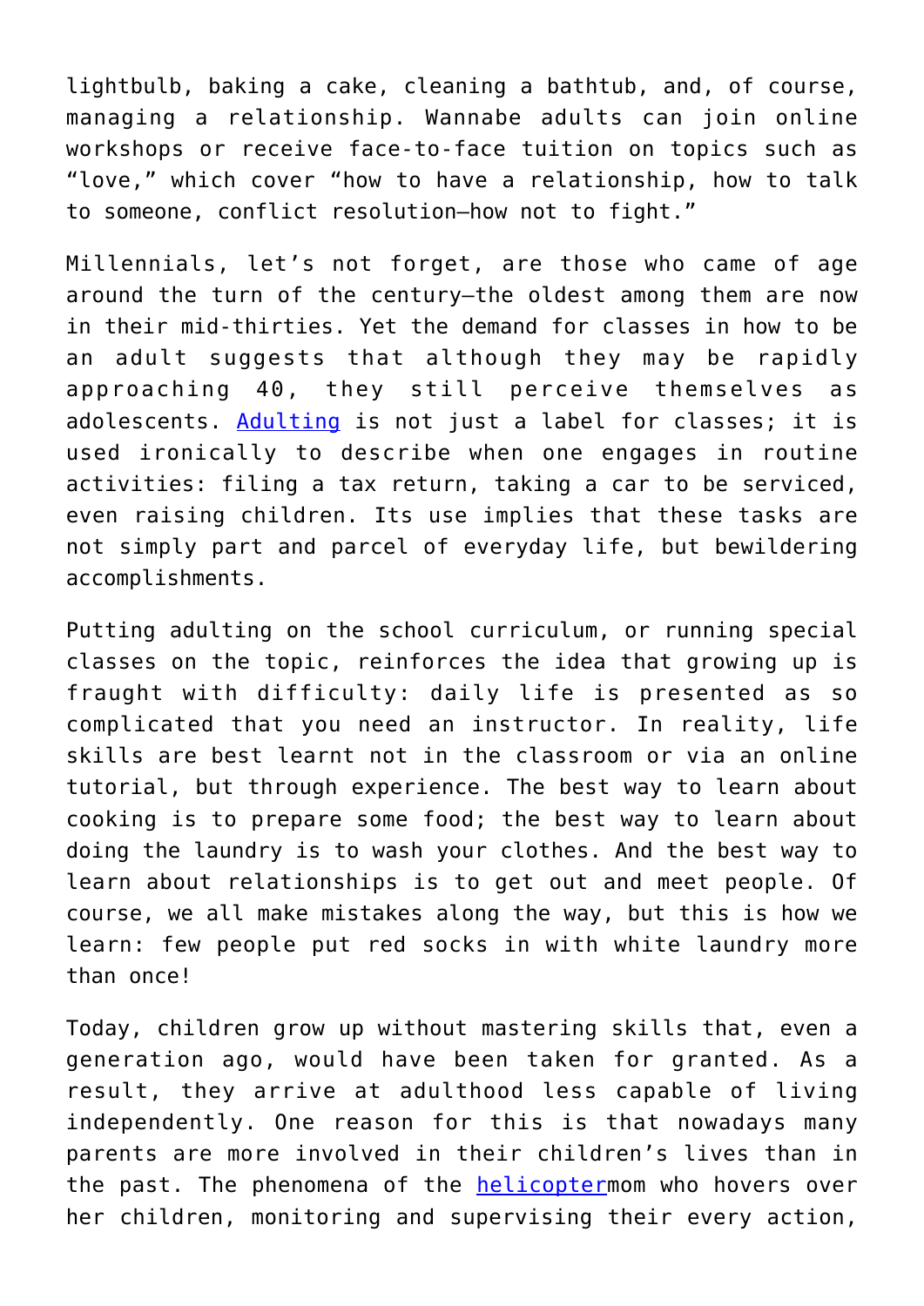lightbulb, baking a cake, cleaning a bathtub, and, of course, managing a relationship. Wannabe adults can join online workshops or receive face-to-face tuition on topics such as "love," which cover "how to have a relationship, how to talk to someone, conflict resolution—how not to fight."

Millennials, let's not forget, are those who came of age around the turn of the century—the oldest among them are now in their mid-thirties. Yet the demand for classes in how to be an adult suggests that although they may be rapidly approaching 40, they still perceive themselves as adolescents. Adulting is not just a label for classes; it is used ironically to describe when one engages in routine activities: filing a tax return, taking a car to be serviced, even raising children. Its use implies that these tasks are not simply part and parcel of everyday life, but bewildering accomplishments.

Putting adulting on the school curriculum, or running special classes on the topic, reinforces the idea that growing up is fraught with difficulty: daily life is presented as so complicated that you need an instructor. In reality, life skills are best learnt not in the classroom or via an online tutorial, but through experience. The best way to learn about cooking is to prepare some food; the best way to learn about doing the laundry is to wash your clothes. And the best way to learn about relationships is to get out and meet people. Of course, we all make mistakes along the way, but this is how we learn: few people put red socks in with white laundry more than once!

Today, children grow up without mastering skills that, even a generation ago, would have been taken for granted. As a result, they arrive at adulthood less capable of living independently. One reason for this is that nowadays many parents are more involved in their children's lives than in the past. The phenomena of the helicoptermom who hovers over her children, monitoring and supervising their every action,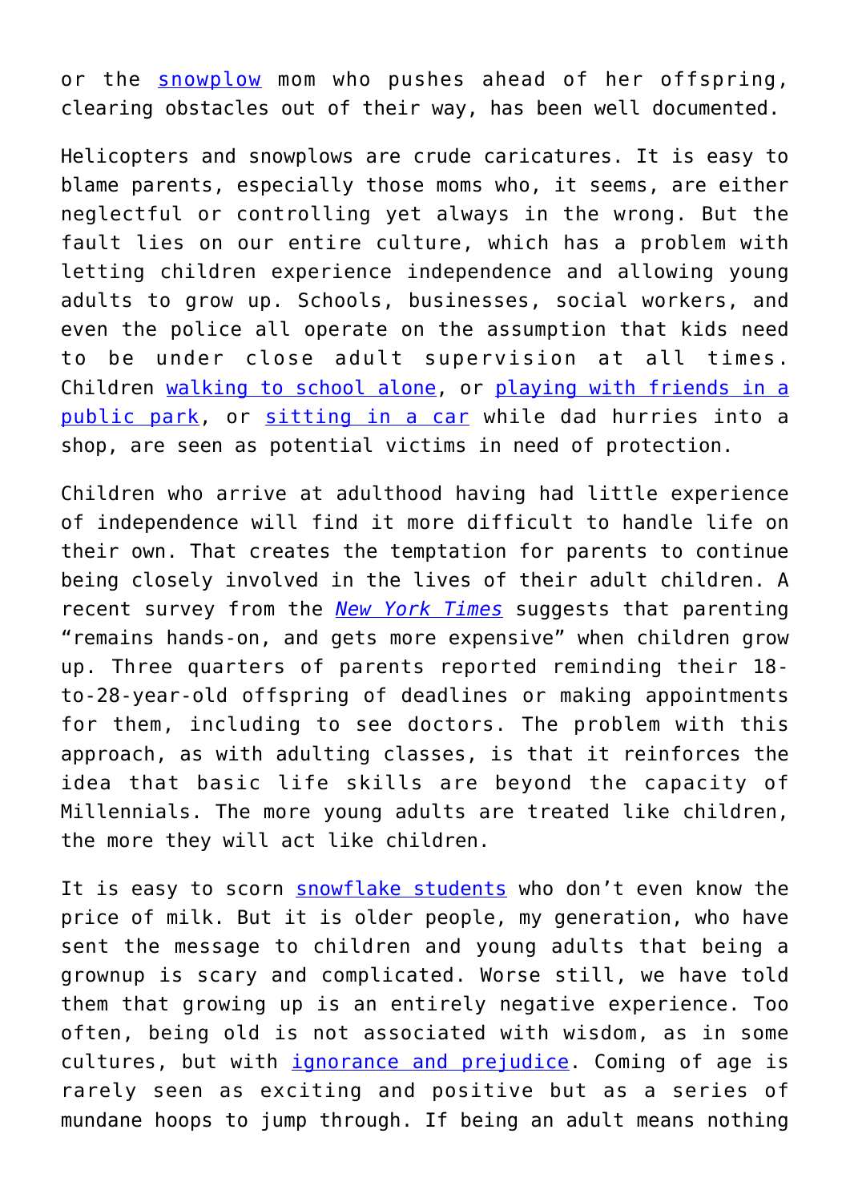or the snowplow mom who pushes ahead of her offspring, clearing obstacles out of their way, has been well documented.

Helicopters and snowplows are crude caricatures. It is easy to blame parents, especially those moms who, it seems, are either neglectful or controlling yet always in the wrong. But the fault lies on our entire culture, which has a problem with letting children experience independence and allowing young adults to grow up. Schools, businesses, social workers, and even the police all operate on the assumption that kids need to be under close adult supervision at all times. Children walking to school alone, or playing with friends in a public park, or sitting in a car while dad hurries into a shop, are seen as potential victims in need of protection.

Children who arrive at adulthood having had little experience of independence will find it more difficult to handle life on their own. That creates the temptation for parents to continue being closely involved in the lives of their adult children. A recent survey from the *New York Times* suggests that parenting "remains hands-on, and gets more expensive" when children grow up. Three quarters of parents reported reminding their 18-to-28-year-old offspring of deadlines or making appointments for them, including to see doctors. The problem with this approach, as with adulting classes, is that it reinforces the idea that basic life skills are beyond the capacity of Millennials. The more young adults are treated like children, the more they will act like children.

It is easy to scorn snowflake students who don't even know the price of milk. But it is older people, my generation, who have sent the message to children and young adults that being a grownup is scary and complicated. Worse still, we have told them that growing up is an entirely negative experience. Too often, being old is not associated with wisdom, as in some cultures, but with ignorance and prejudice. Coming of age is rarely seen as exciting and positive but as a series of mundane hoops to jump through. If being an adult means nothing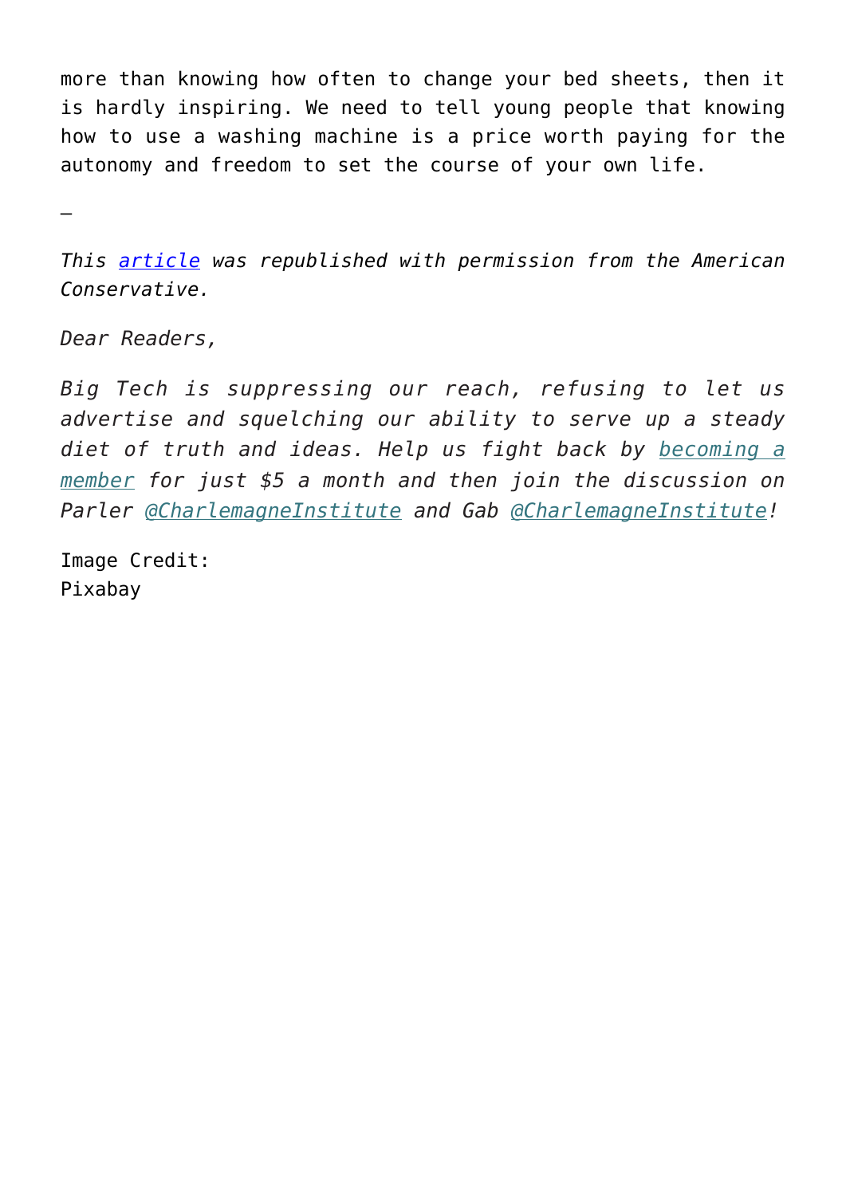more than knowing how often to change your bed sheets, then it is hardly inspiring. We need to tell young people that knowing how to use a washing machine is a price worth paying for the autonomy and freedom to set the course of your own life.

—

*This article was republished with permission from the American Conservative.*

*Dear Readers,*

*Big Tech is suppressing our reach, refusing to let us advertise and squelching our ability to serve up a steady diet of truth and ideas. Help us fight back by becoming a member for just $5 a month and then join the discussion on Parler @CharlemagneInstitute and Gab @CharlemagneInstitute!*

Image Credit:
Pixabay